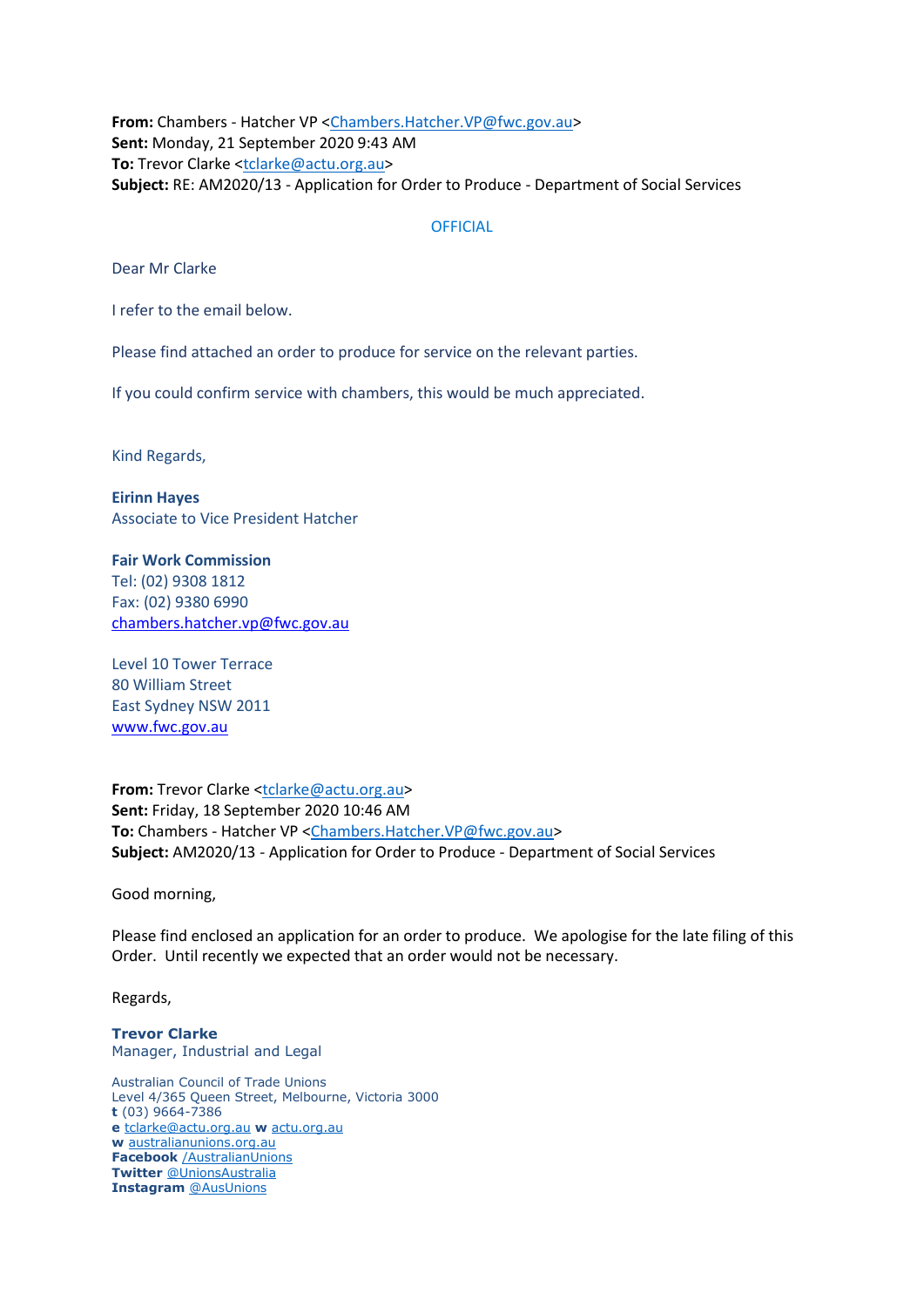**From:** Chambers - Hatcher VP <Chambers.Hatcher.VP@fwc.gov.au>
**Sent:** Monday, 21 September 2020 9:43 AM
**To:** Trevor Clarke <tclarke@actu.org.au>
**Subject:** RE: AM2020/13 - Application for Order to Produce - Department of Social Services

OFFICIAL

Dear Mr Clarke

I refer to the email below.

Please find attached an order to produce for service on the relevant parties.

If you could confirm service with chambers, this would be much appreciated.

Kind Regards,

**Eirinn Hayes**
Associate to Vice President Hatcher

**Fair Work Commission**
Tel: (02) 9308 1812
Fax: (02) 9380 6990
chambers.hatcher.vp@fwc.gov.au

Level 10 Tower Terrace
80 William Street
East Sydney NSW 2011
www.fwc.gov.au

**From:** Trevor Clarke <tclarke@actu.org.au>
**Sent:** Friday, 18 September 2020 10:46 AM
**To:** Chambers - Hatcher VP <Chambers.Hatcher.VP@fwc.gov.au>
**Subject:** AM2020/13 - Application for Order to Produce - Department of Social Services

Good morning,

Please find enclosed an application for an order to produce. We apologise for the late filing of this Order. Until recently we expected that an order would not be necessary.

Regards,

**Trevor Clarke**
Manager, Industrial and Legal

Australian Council of Trade Unions
Level 4/365 Queen Street, Melbourne, Victoria 3000
**t** (03) 9664-7386
**e** tclarke@actu.org.au **w** actu.org.au
**w** australianunions.org.au
**Facebook** /AustralianUnions
**Twitter** @UnionsAustralia
**Instagram** @AusUnions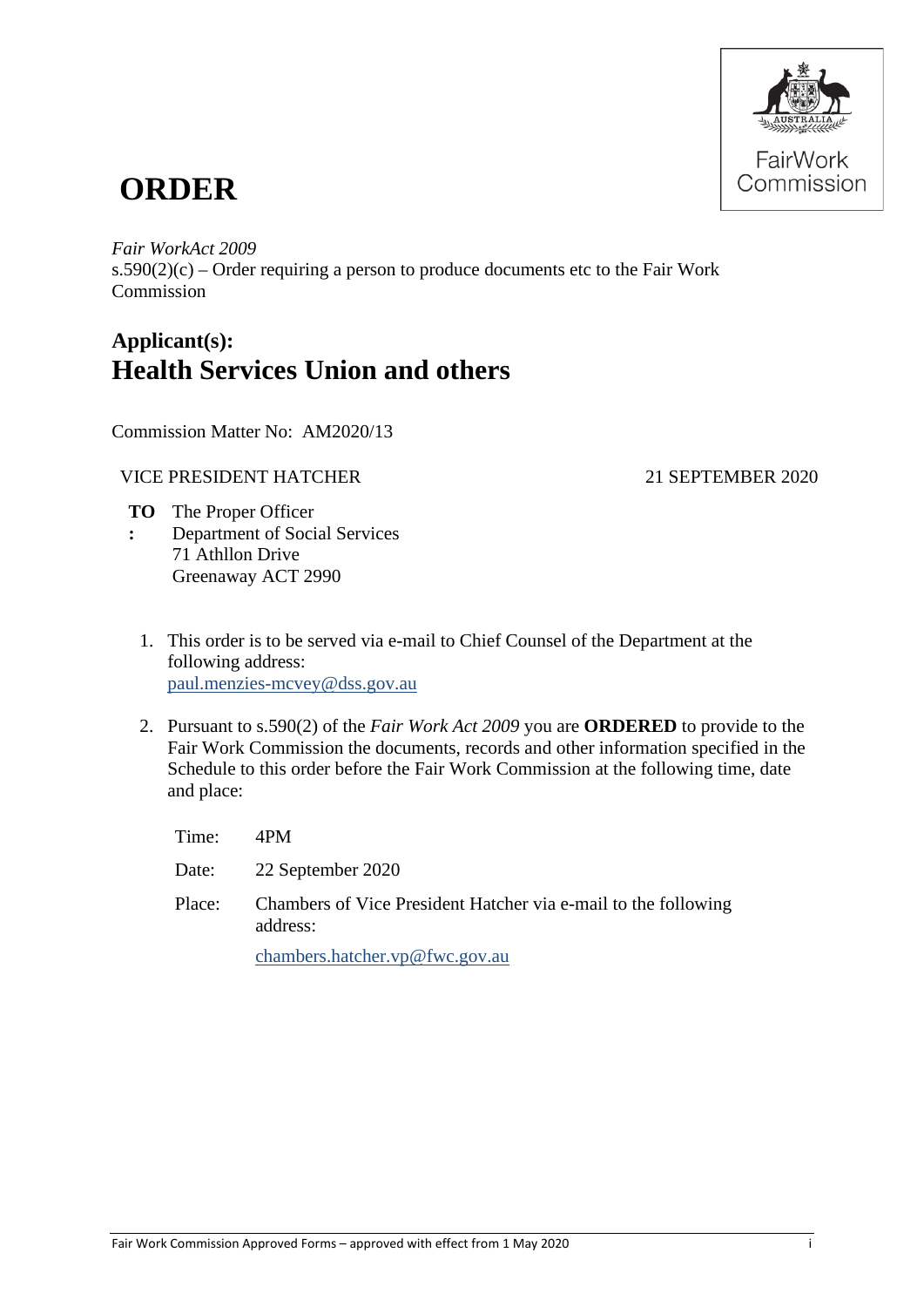# ORDER

FairWork Commission

*Fair WorkAct 2009*
s.590(2)(c) – Order requiring a person to produce documents etc to the Fair Work Commission

## Applicant(s):
## Health Services Union and others

Commission Matter No: AM2020/13

VICE PRESIDENT HATCHER 21 SEPTEMBER 2020

**TO:** The Proper Officer
Department of Social Services
71 Athllon Drive
Greenaway ACT 2990

1. This order is to be served via e-mail to Chief Counsel of the Department at the following address:
paul.menzies-mcvey@dss.gov.au

2. Pursuant to s.590(2) of the *Fair Work Act 2009* you are **ORDERED** to provide to the Fair Work Commission the documents, records and other information specified in the Schedule to this order before the Fair Work Commission at the following time, date and place:

| | |
|---|---|
| Time: | 4PM |
| Date: | 22 September 2020 |
| Place: | Chambers of Vice President Hatcher via e-mail to the following address: chambers.hatcher.vp@fwc.gov.au |

Fair Work Commission Approved Forms – approved with effect from 1 May 2020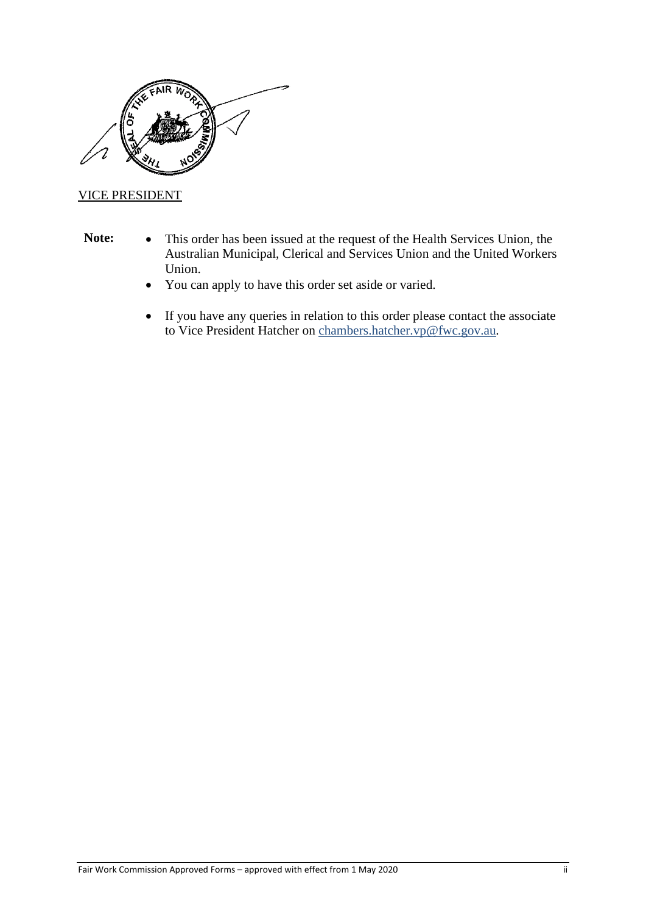VICE PRESIDENT

**Note:**

- This order has been issued at the request of the Health Services Union, the Australian Municipal, Clerical and Services Union and the United Workers Union.
- You can apply to have this order set aside or varied.
- If you have any queries in relation to this order please contact the associate to Vice President Hatcher on chambers.hatcher.vp@fwc.gov.au.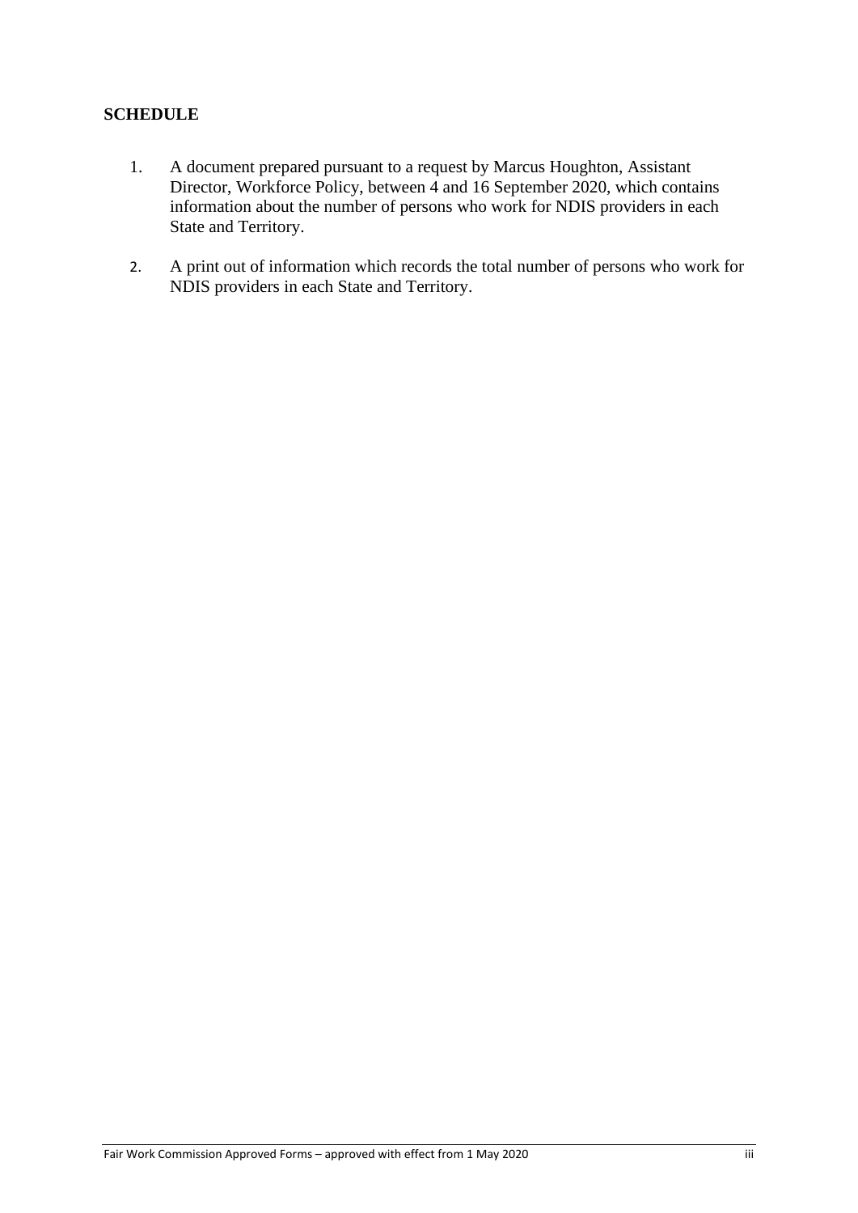**SCHEDULE**

1. A document prepared pursuant to a request by Marcus Houghton, Assistant Director, Workforce Policy, between 4 and 16 September 2020, which contains information about the number of persons who work for NDIS providers in each State and Territory.

2. A print out of information which records the total number of persons who work for NDIS providers in each State and Territory.